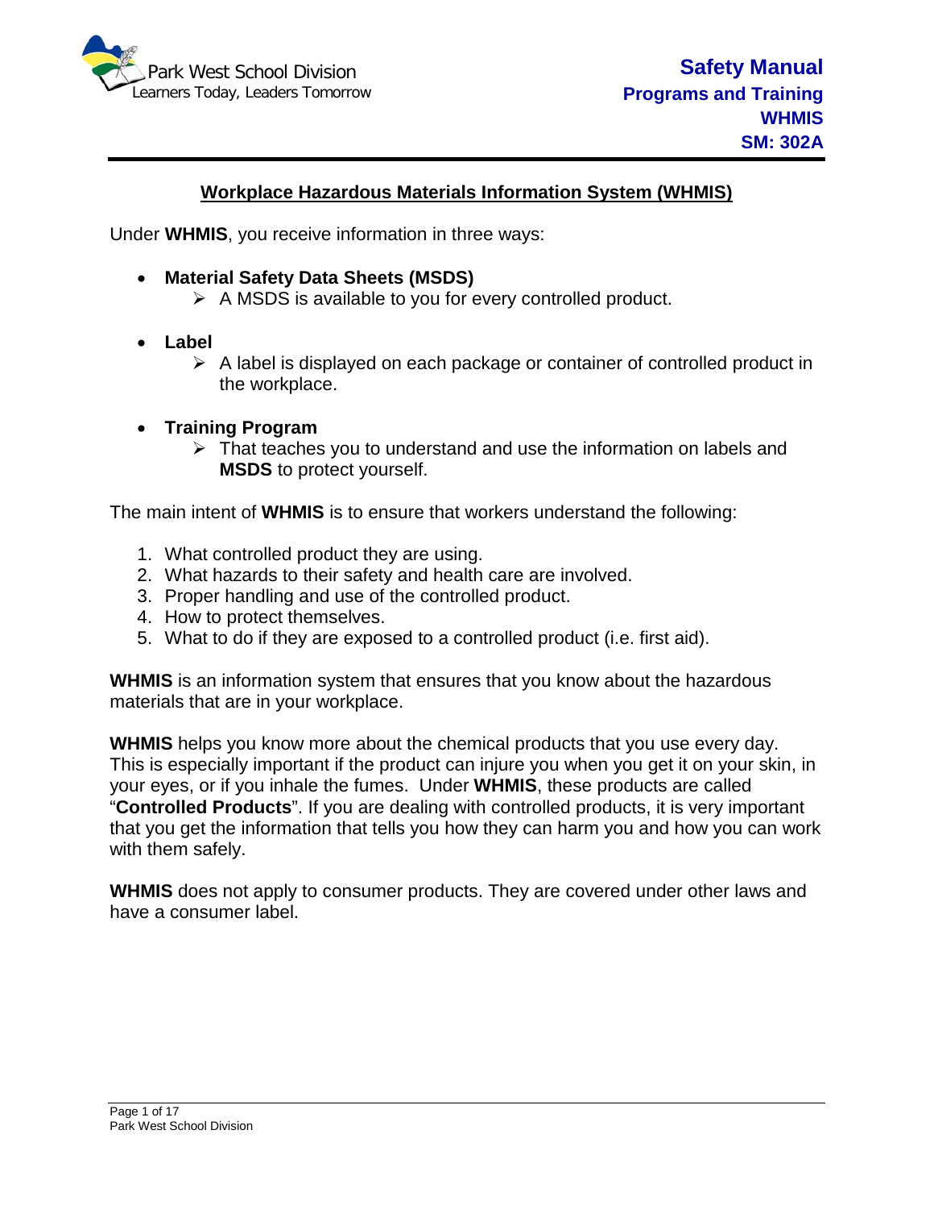# Workplace Hazardous Materials Information System (WHMIS)

Under **WHMIS**, you receive information in three ways:

- **Material Safety Data Sheets (MSDS)**
  - A MSDS is available to you for every controlled product.

- **Label**
  - A label is displayed on each package or container of controlled product in the workplace.

- **Training Program**
  - That teaches you to understand and use the information on labels and **MSDS** to protect yourself.

The main intent of **WHMIS** is to ensure that workers understand the following:

1. What controlled product they are using.
2. What hazards to their safety and health care are involved.
3. Proper handling and use of the controlled product.
4. How to protect themselves.
5. What to do if they are exposed to a controlled product (i.e. first aid).

**WHMIS** is an information system that ensures that you know about the hazardous materials that are in your workplace.

**WHMIS** helps you know more about the chemical products that you use every day. This is especially important if the product can injure you when you get it on your skin, in your eyes, or if you inhale the fumes. Under **WHMIS**, these products are called "**Controlled Products**". If you are dealing with controlled products, it is very important that you get the information that tells you how they can harm you and how you can work with them safely.

**WHMIS** does not apply to consumer products. They are covered under other laws and have a consumer label.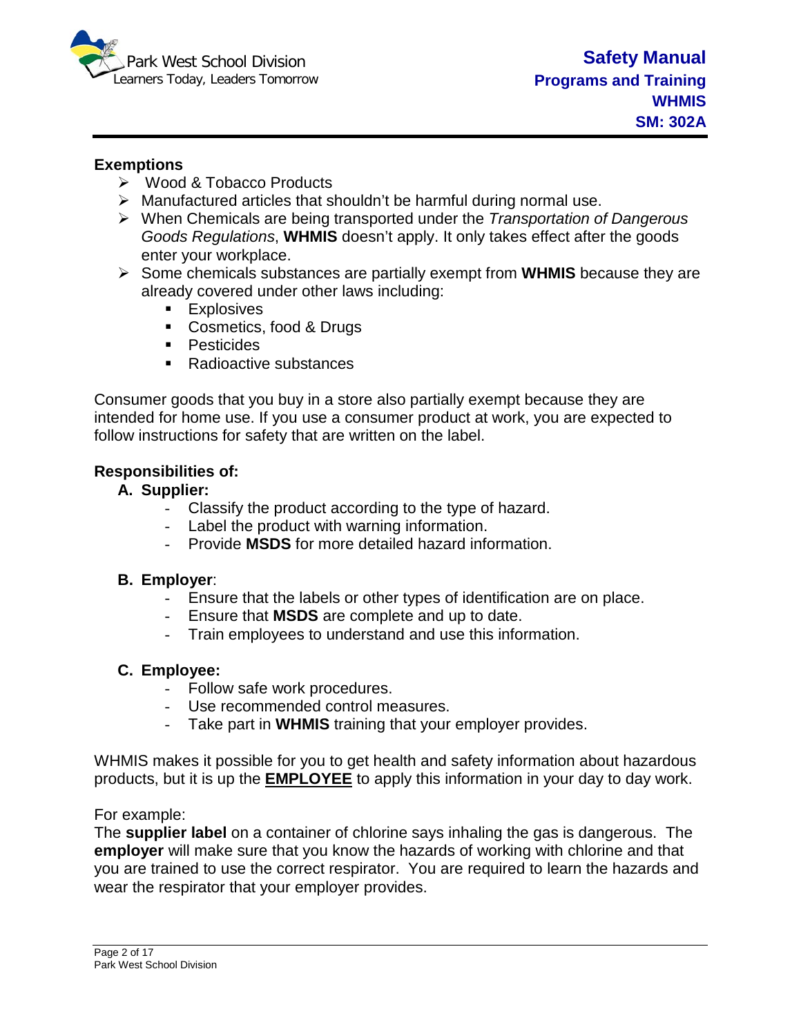## Exemptions

- Wood & Tobacco Products
- Manufactured articles that shouldn't be harmful during normal use.
- When Chemicals are being transported under the *Transportation of Dangerous Goods Regulations*, **WHMIS** doesn't apply. It only takes effect after the goods enter your workplace.
- Some chemicals substances are partially exempt from **WHMIS** because they are already covered under other laws including:
  - Explosives
  - Cosmetics, food & Drugs
  - Pesticides
  - Radioactive substances

Consumer goods that you buy in a store also partially exempt because they are intended for home use. If you use a consumer product at work, you are expected to follow instructions for safety that are written on the label.

## Responsibilities of:

### A. Supplier:

- Classify the product according to the type of hazard.
- Label the product with warning information.
- Provide **MSDS** for more detailed hazard information.

### B. Employer:

- Ensure that the labels or other types of identification are on place.
- Ensure that **MSDS** are complete and up to date.
- Train employees to understand and use this information.

### C. Employee:

- Follow safe work procedures.
- Use recommended control measures.
- Take part in **WHMIS** training that your employer provides.

WHMIS makes it possible for you to get health and safety information about hazardous products, but it is up the <u>**EMPLOYEE**</u> to apply this information in your day to day work.

For example:
The **supplier label** on a container of chlorine says inhaling the gas is dangerous. The **employer** will make sure that you know the hazards of working with chlorine and that you are trained to use the correct respirator. You are required to learn the hazards and wear the respirator that your employer provides.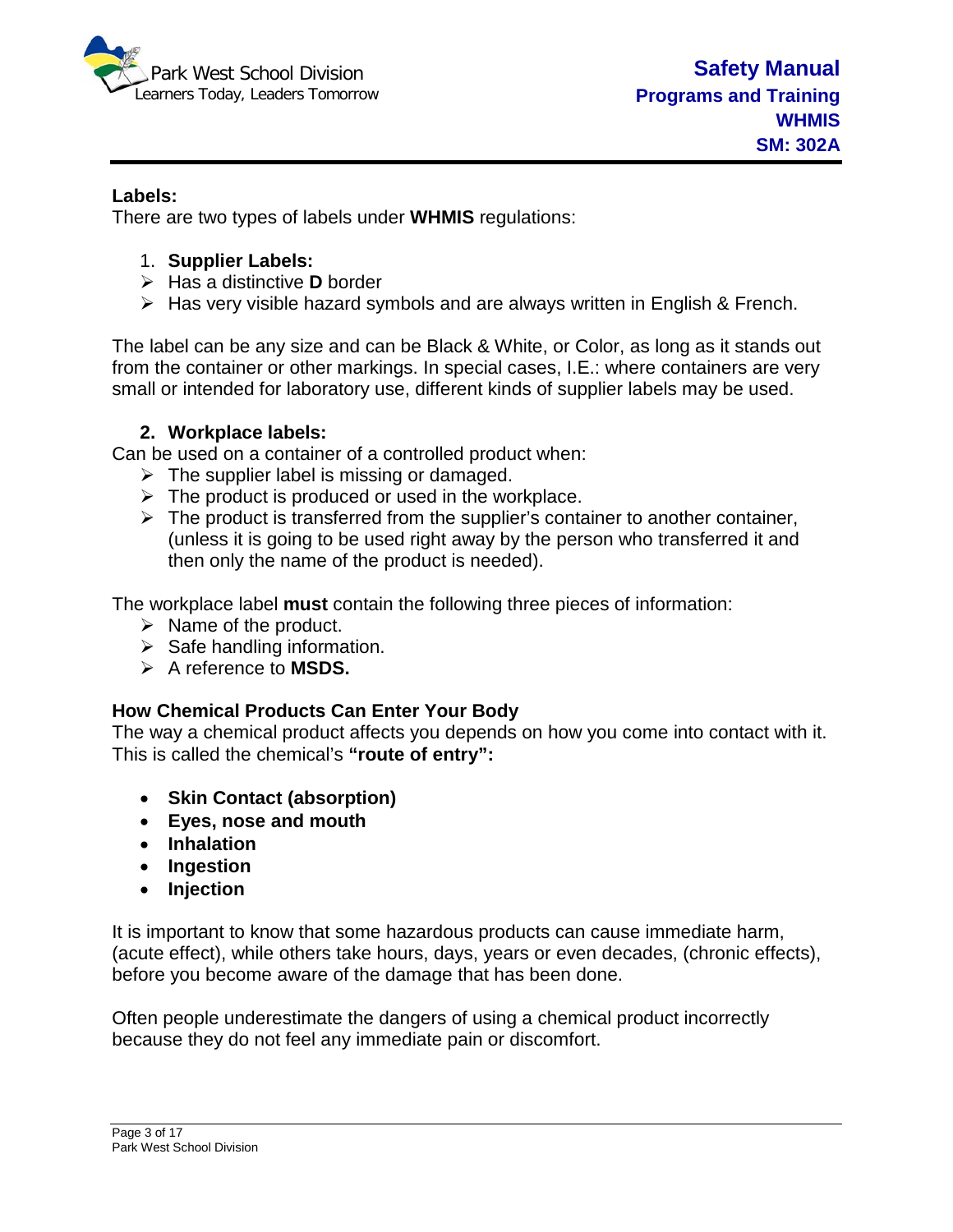**Labels:**

There are two types of labels under **WHMIS** regulations:

1. **Supplier Labels:**
   - Has a distinctive **D** border
   - Has very visible hazard symbols and are always written in English & French.

The label can be any size and can be Black & White, or Color, as long as it stands out from the container or other markings. In special cases, I.E.: where containers are very small or intended for laboratory use, different kinds of supplier labels may be used.

2. **Workplace labels:**

Can be used on a container of a controlled product when:

- The supplier label is missing or damaged.
- The product is produced or used in the workplace.
- The product is transferred from the supplier's container to another container, (unless it is going to be used right away by the person who transferred it and then only the name of the product is needed).

The workplace label **must** contain the following three pieces of information:

- Name of the product.
- Safe handling information.
- A reference to **MSDS.**

**How Chemical Products Can Enter Your Body**

The way a chemical product affects you depends on how you come into contact with it. This is called the chemical's **"route of entry":**

- **Skin Contact (absorption)**
- **Eyes, nose and mouth**
- **Inhalation**
- **Ingestion**
- **Injection**

It is important to know that some hazardous products can cause immediate harm, (acute effect), while others take hours, days, years or even decades, (chronic effects), before you become aware of the damage that has been done.

Often people underestimate the dangers of using a chemical product incorrectly because they do not feel any immediate pain or discomfort.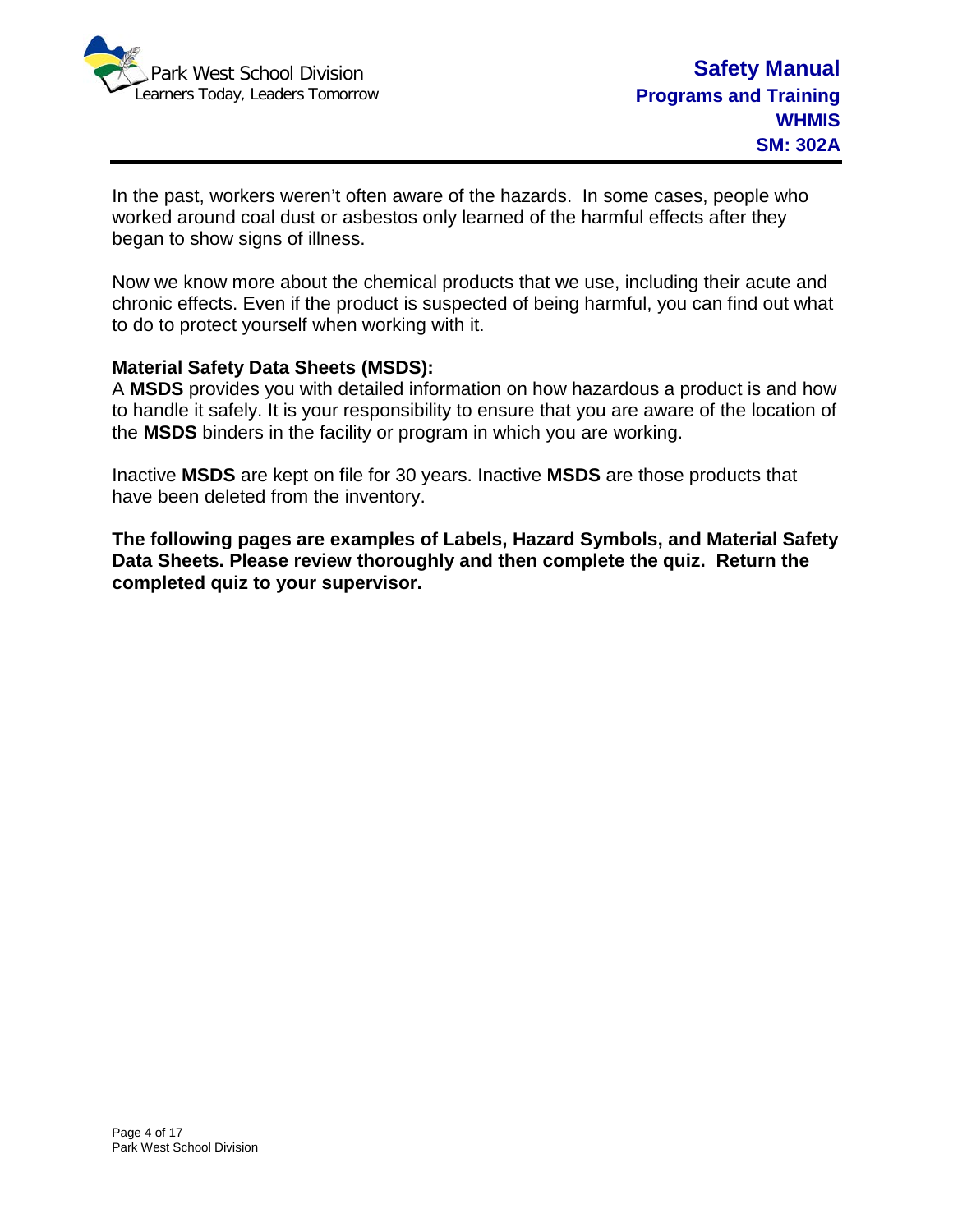In the past, workers weren't often aware of the hazards. In some cases, people who worked around coal dust or asbestos only learned of the harmful effects after they began to show signs of illness.

Now we know more about the chemical products that we use, including their acute and chronic effects. Even if the product is suspected of being harmful, you can find out what to do to protect yourself when working with it.

**Material Safety Data Sheets (MSDS):**

A **MSDS** provides you with detailed information on how hazardous a product is and how to handle it safely. It is your responsibility to ensure that you are aware of the location of the **MSDS** binders in the facility or program in which you are working.

Inactive **MSDS** are kept on file for 30 years. Inactive **MSDS** are those products that have been deleted from the inventory.

**The following pages are examples of Labels, Hazard Symbols, and Material Safety Data Sheets. Please review thoroughly and then complete the quiz. Return the completed quiz to your supervisor.**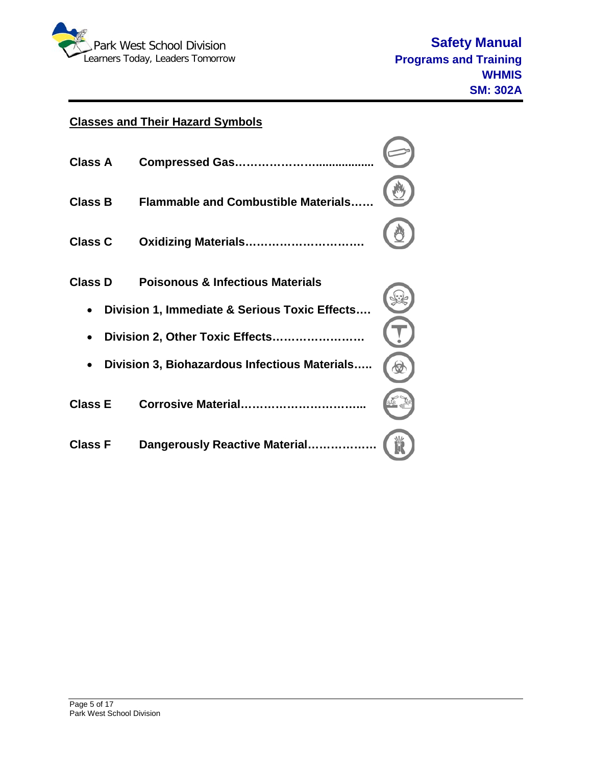## Classes and Their Hazard Symbols

**Class A** **Compressed Gas……………………..................**

**Class B** **Flammable and Combustible Materials……**

**Class C** **Oxidizing Materials…………………………**

**Class D** **Poisonous & Infectious Materials**

- **Division 1, Immediate & Serious Toxic Effects….**
- **Division 2, Other Toxic Effects……………………**
- **Division 3, Biohazardous Infectious Materials…..**

**Class E** **Corrosive Material…………………………..**

**Class F** **Dangerously Reactive Material………………**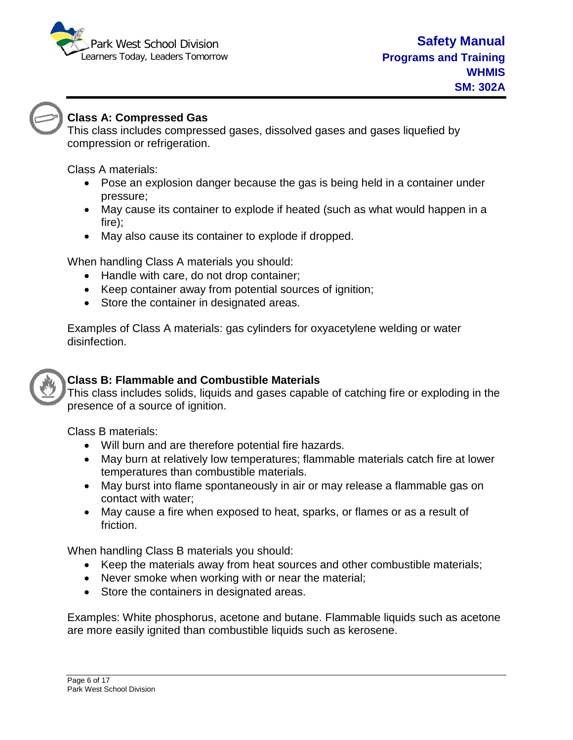## Class A: Compressed Gas

This class includes compressed gases, dissolved gases and gases liquefied by compression or refrigeration.

Class A materials:

- Pose an explosion danger because the gas is being held in a container under pressure;
- May cause its container to explode if heated (such as what would happen in a fire);
- May also cause its container to explode if dropped.

When handling Class A materials you should:

- Handle with care, do not drop container;
- Keep container away from potential sources of ignition;
- Store the container in designated areas.

Examples of Class A materials: gas cylinders for oxyacetylene welding or water disinfection.

## Class B: Flammable and Combustible Materials

This class includes solids, liquids and gases capable of catching fire or exploding in the presence of a source of ignition.

Class B materials:

- Will burn and are therefore potential fire hazards.
- May burn at relatively low temperatures; flammable materials catch fire at lower temperatures than combustible materials.
- May burst into flame spontaneously in air or may release a flammable gas on contact with water;
- May cause a fire when exposed to heat, sparks, or flames or as a result of friction.

When handling Class B materials you should:

- Keep the materials away from heat sources and other combustible materials;
- Never smoke when working with or near the material;
- Store the containers in designated areas.

Examples: White phosphorus, acetone and butane. Flammable liquids such as acetone are more easily ignited than combustible liquids such as kerosene.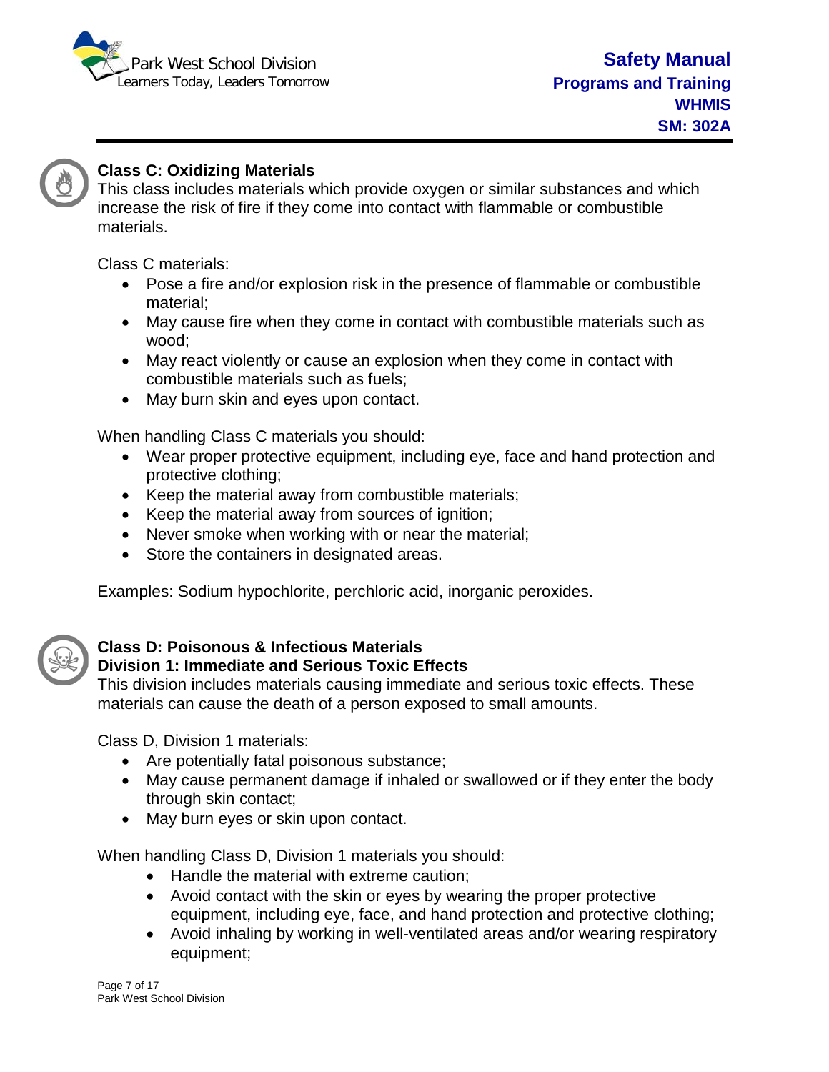### Class C: Oxidizing Materials

This class includes materials which provide oxygen or similar substances and which increase the risk of fire if they come into contact with flammable or combustible materials.

Class C materials:

- Pose a fire and/or explosion risk in the presence of flammable or combustible material;
- May cause fire when they come in contact with combustible materials such as wood;
- May react violently or cause an explosion when they come in contact with combustible materials such as fuels;
- May burn skin and eyes upon contact.

When handling Class C materials you should:

- Wear proper protective equipment, including eye, face and hand protection and protective clothing;
- Keep the material away from combustible materials;
- Keep the material away from sources of ignition;
- Never smoke when working with or near the material;
- Store the containers in designated areas.

Examples: Sodium hypochlorite, perchloric acid, inorganic peroxides.

### Class D: Poisonous & Infectious Materials

#### Division 1: Immediate and Serious Toxic Effects

This division includes materials causing immediate and serious toxic effects. These materials can cause the death of a person exposed to small amounts.

Class D, Division 1 materials:

- Are potentially fatal poisonous substance;
- May cause permanent damage if inhaled or swallowed or if they enter the body through skin contact;
- May burn eyes or skin upon contact.

When handling Class D, Division 1 materials you should:

- Handle the material with extreme caution;
- Avoid contact with the skin or eyes by wearing the proper protective equipment, including eye, face, and hand protection and protective clothing;
- Avoid inhaling by working in well-ventilated areas and/or wearing respiratory equipment;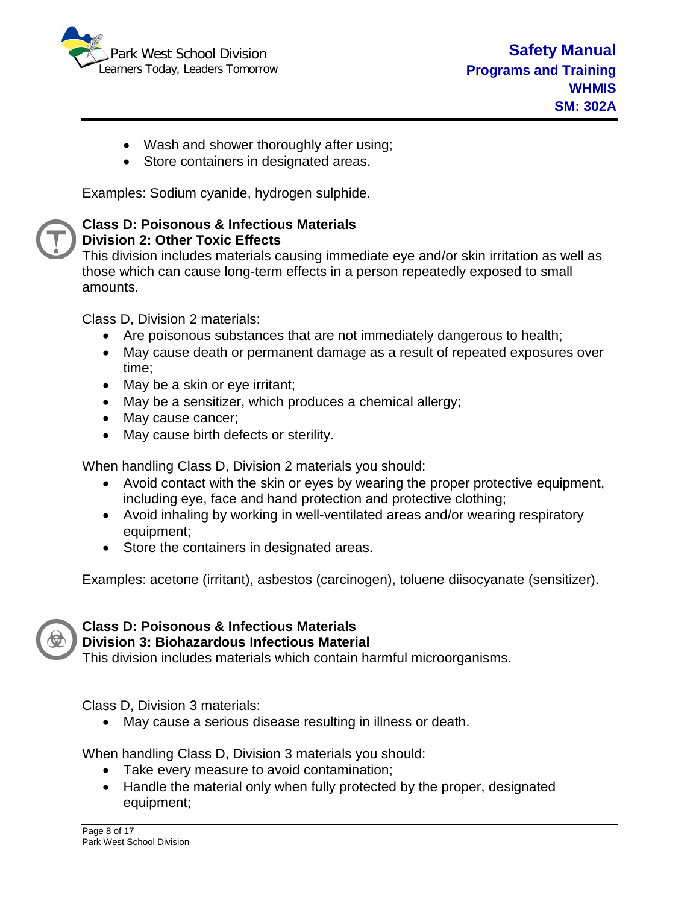- Wash and shower thoroughly after using;
- Store containers in designated areas.

Examples: Sodium cyanide, hydrogen sulphide.

**Class D: Poisonous & Infectious Materials**
**Division 2: Other Toxic Effects**

This division includes materials causing immediate eye and/or skin irritation as well as those which can cause long-term effects in a person repeatedly exposed to small amounts.

Class D, Division 2 materials:

- Are poisonous substances that are not immediately dangerous to health;
- May cause death or permanent damage as a result of repeated exposures over time;
- May be a skin or eye irritant;
- May be a sensitizer, which produces a chemical allergy;
- May cause cancer;
- May cause birth defects or sterility.

When handling Class D, Division 2 materials you should:

- Avoid contact with the skin or eyes by wearing the proper protective equipment, including eye, face and hand protection and protective clothing;
- Avoid inhaling by working in well-ventilated areas and/or wearing respiratory equipment;
- Store the containers in designated areas.

Examples: acetone (irritant), asbestos (carcinogen), toluene diisocyanate (sensitizer).

**Class D: Poisonous & Infectious Materials**
**Division 3: Biohazardous Infectious Material**

This division includes materials which contain harmful microorganisms.

Class D, Division 3 materials:

- May cause a serious disease resulting in illness or death.

When handling Class D, Division 3 materials you should:

- Take every measure to avoid contamination;
- Handle the material only when fully protected by the proper, designated equipment;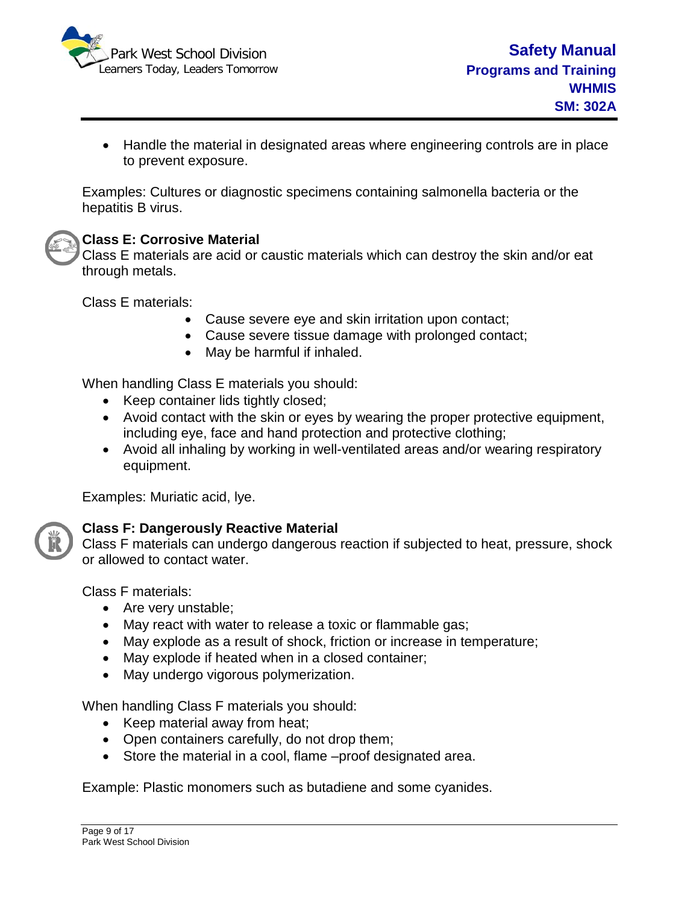- Handle the material in designated areas where engineering controls are in place to prevent exposure.

Examples: Cultures or diagnostic specimens containing salmonella bacteria or the hepatitis B virus.

**Class E: Corrosive Material**

Class E materials are acid or caustic materials which can destroy the skin and/or eat through metals.

Class E materials:

- Cause severe eye and skin irritation upon contact;
- Cause severe tissue damage with prolonged contact;
- May be harmful if inhaled.

When handling Class E materials you should:

- Keep container lids tightly closed;
- Avoid contact with the skin or eyes by wearing the proper protective equipment, including eye, face and hand protection and protective clothing;
- Avoid all inhaling by working in well-ventilated areas and/or wearing respiratory equipment.

Examples: Muriatic acid, lye.

**Class F: Dangerously Reactive Material**

Class F materials can undergo dangerous reaction if subjected to heat, pressure, shock or allowed to contact water.

Class F materials:

- Are very unstable;
- May react with water to release a toxic or flammable gas;
- May explode as a result of shock, friction or increase in temperature;
- May explode if heated when in a closed container;
- May undergo vigorous polymerization.

When handling Class F materials you should:

- Keep material away from heat;
- Open containers carefully, do not drop them;
- Store the material in a cool, flame –proof designated area.

Example: Plastic monomers such as butadiene and some cyanides.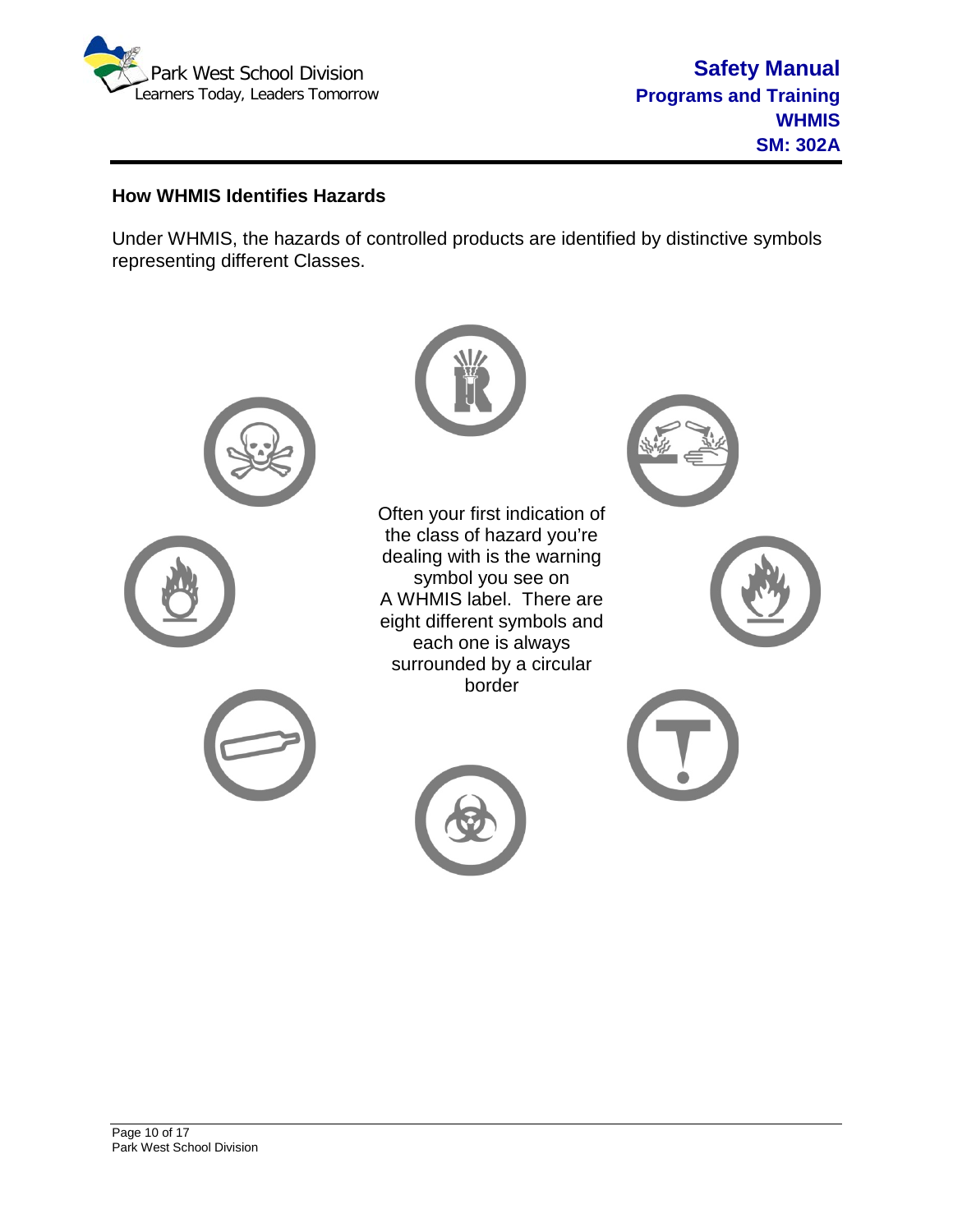## How WHMIS Identifies Hazards

Under WHMIS, the hazards of controlled products are identified by distinctive symbols representing different Classes.

Often your first indication of the class of hazard you're dealing with is the warning symbol you see on A WHMIS label. There are eight different symbols and each one is always surrounded by a circular border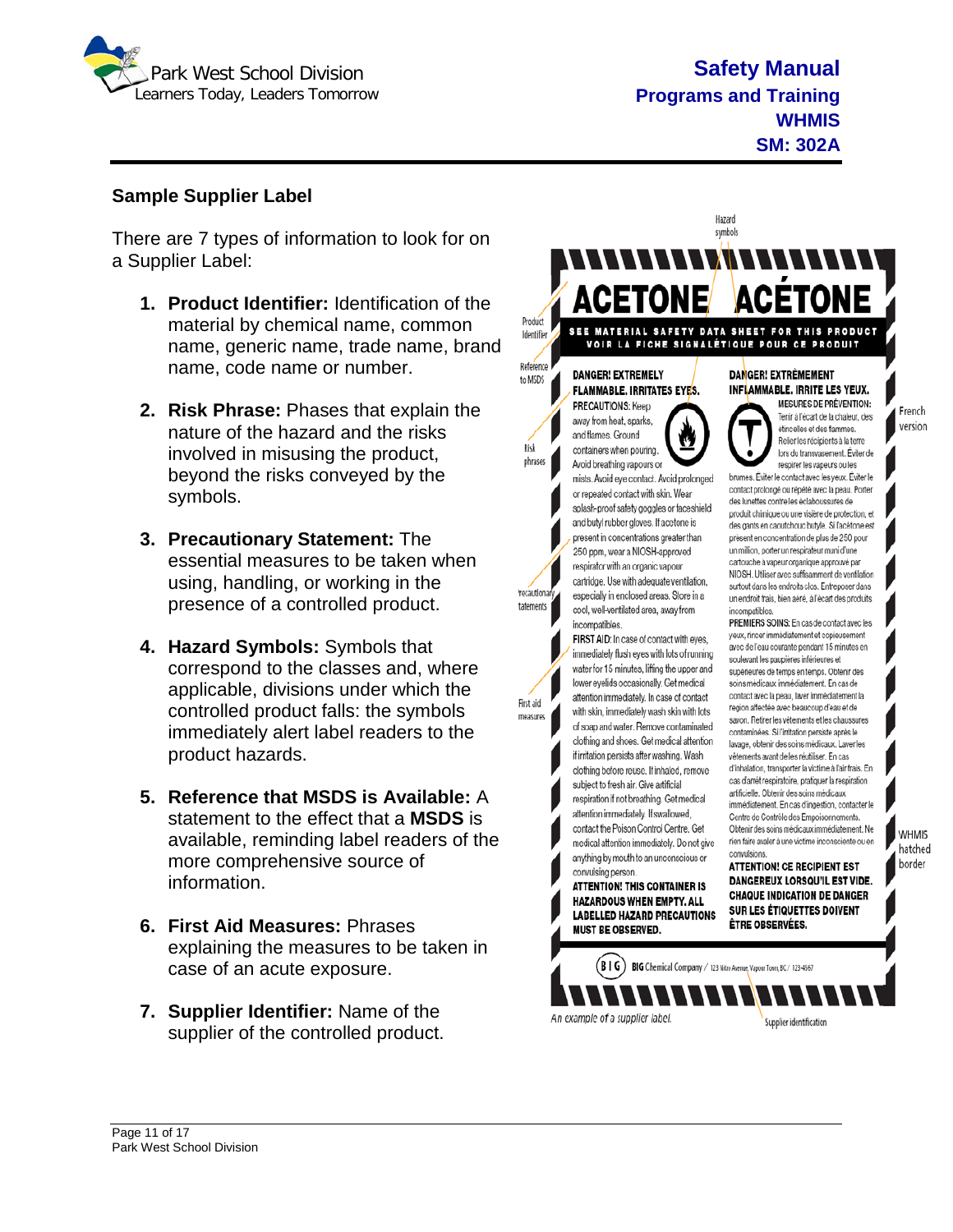## Sample Supplier Label

There are 7 types of information to look for on a Supplier Label:

1. **Product Identifier:** Identification of the material by chemical name, common name, generic name, trade name, brand name, code name or number.
2. **Risk Phrase:** Phases that explain the nature of the hazard and the risks involved in misusing the product, beyond the risks conveyed by the symbols.
3. **Precautionary Statement:** The essential measures to be taken when using, handling, or working in the presence of a controlled product.
4. **Hazard Symbols:** Symbols that correspond to the classes and, where applicable, divisions under which the controlled product falls: the symbols immediately alert label readers to the product hazards.
5. **Reference that MSDS is Available:** A statement to the effect that a **MSDS** is available, reminding label readers of the more comprehensive source of information.
6. **First Aid Measures:** Phrases explaining the measures to be taken in case of an acute exposure.
7. **Supplier Identifier:** Name of the supplier of the controlled product.

Hazard symbols

Product Identifier

**ACETONE** **ACÉTONE**

Reference to MSDS

**SEE MATERIAL SAFETY DATA SHEET FOR THIS PRODUCT**
**VOIR LA FICHE SIGNALÉTIQUE POUR CE PRODUIT**

Risk phrases

**DANGER! EXTREMELY FLAMMABLE. IRRITATES EYES.**

Precautionary statements

PRECAUTIONS: Keep away from heat, sparks, and flames. Ground containers when pouring. Avoid breathing vapours or mists. Avoid eye contact. Avoid prolonged or repeated contact with skin. Wear splash-proof safety goggles or faceshield and butyl rubber gloves. If acetone is present in concentrations greater than 250 ppm, wear a NIOSH-approved respirator with an organic vapour cartridge. Use with adequate ventilation, especially in enclosed areas. Store in a cool, well-ventilated area, away from incompatibles.

First aid measures

FIRST AID: In case of contact with eyes, immediately flush eyes with lots of running water for 15 minutes, lifting the upper and lower eyelids occasionally. Get medical attention immediately. In case of contact with skin, immediately wash skin with lots of soap and water. Remove contaminated clothing and shoes. Get medical attention if irritation persists after washing. Wash clothing before reuse. If inhaled, remove subject to fresh air. Give artificial respiration if not breathing. Get medical attention immediately. If swallowed, contact the Poison Control Centre. Get medical attention immediately. Do not give anything by mouth to an unconscious or convulsing person.

**ATTENTION! THIS CONTAINER IS HAZARDOUS WHEN EMPTY. ALL LABELLED HAZARD PRECAUTIONS MUST BE OBSERVED.**

French version

**DANGER! EXTRÊMEMENT INFLAMMABLE. IRRITE LES YEUX.**

MESURES DE PRÉVENTION: Tenir à l'écart de la chaleur, des étincelles et des flammes. Relier les récipients à la terre lors du transvasement. Éviter de respirer les vapeurs ou les brumes. Éviter le contact avec les yeux. Éviter le contact prolongé ou répété avec la peau. Porter des lunettes contre les éclaboussures de produit chimique ou une visière de protection, et des gants en caoutchouc butyle. Si l'acétone est présent en concentration de plus de 250 pour un million, porter un respirateur muni d'une cartouche à vapeur organique approuvé par NIOSH. Utiliser avec suffisamment de ventilation surtout dans les endroits clos. Entreposer dans un endroit frais, bien aéré, à l'écart des produits incompatibles.

PREMIERS SOINS: En cas de contact avec les yeux, rincer immédiatement et copieusement avec de l'eau courante pendant 15 minutes en soulevant les paupières inférieures et supérieures de temps en temps. Obtenir des soins médicaux immédiatement. En cas de contact avec la peau, laver immédiatement la région affectée avec beaucoup d'eau et de savon. Retirer les vêtements et les chaussures contaminés. Si l'irritation persiste après le lavage, obtenir des soins médicaux. Laver les vêtements avant de les réutiliser. En cas d'inhalation, transporter la victime à l'air frais. En cas d'arrêt respiratoire, pratiquer la respiration artificielle. Obtenir des soins médicaux immédiatement. En cas d'ingestion, contacter le Centre de Contrôle des Empoisonnements. Obtenir des soins médicaux immédiatement. Ne rien faire avaler à une victime inconsciente ou en convulsions.

**ATTENTION! CE RÉCIPIENT EST DANGEREUX LORSQU'IL EST VIDE. CHAQUE INDICATION DE DANGER SUR LES ÉTIQUETTES DOIVENT ÊTRE OBSERVÉES.**

WHMIS hatched border

BIG Chemical Company / 123 Nitro Avenue, Vapour Town, BC / 123-4567

Supplier identification

*An example of a supplier label.*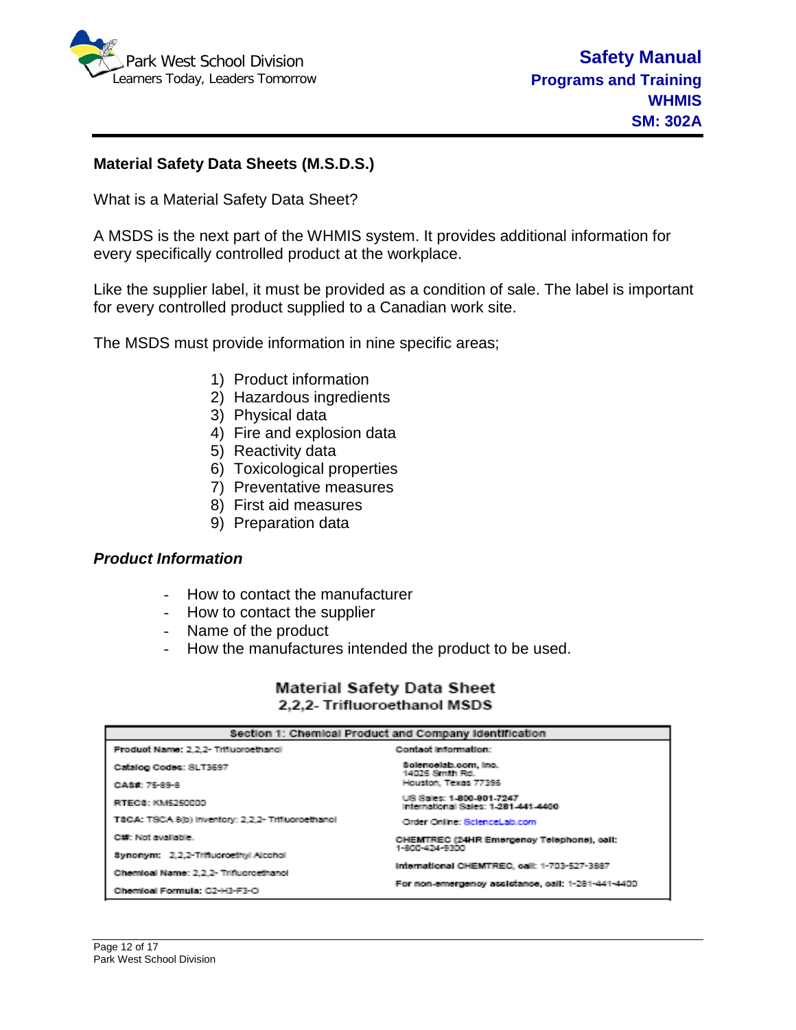**Material Safety Data Sheets (M.S.D.S.)**

What is a Material Safety Data Sheet?

A MSDS is the next part of the WHMIS system. It provides additional information for every specifically controlled product at the workplace.

Like the supplier label, it must be provided as a condition of sale. The label is important for every controlled product supplied to a Canadian work site.

The MSDS must provide information in nine specific areas;

1) Product information
2) Hazardous ingredients
3) Physical data
4) Fire and explosion data
5) Reactivity data
6) Toxicological properties
7) Preventative measures
8) First aid measures
9) Preparation data

***Product Information***

- How to contact the manufacturer
- How to contact the supplier
- Name of the product
- How the manufactures intended the product to be used.

**Material Safety Data Sheet**
**2,2,2- Trifluoroethanol MSDS**

| Section 1: Chemical Product and Company Identification | |
|---|---|
| **Product Name:** 2,2,2- Trifluoroethanol | **Contact Information:** |
| **Catalog Codes:** SLT3697 | **Sciencelab.com, Inc.** 14025 Smith Rd. Houston, Texas 77396 |
| **CAS#:** 75-89-8 | |
| **RTECS:** KM5250000 | US Sales: **1-800-901-7247** International Sales: **1-281-441-4400** |
| **TSCA:** TSCA 8(b) inventory: 2,2,2- Trifluoroethanol | Order Online: ScienceLab.com |
| **CI#:** Not available. | **CHEMTREC (24HR Emergency Telephone), call:** 1-800-424-9300 |
| **Synonym:** 2,2,2-Trifluoroethyl Alcohol | |
| **Chemical Name:** 2,2,2- Trifluoroethanol | **International CHEMTREC, call:** 1-703-527-3887 |
| **Chemical Formula:** C2-H3-F3-O | **For non-emergency assistance, call:** 1-281-441-4400 |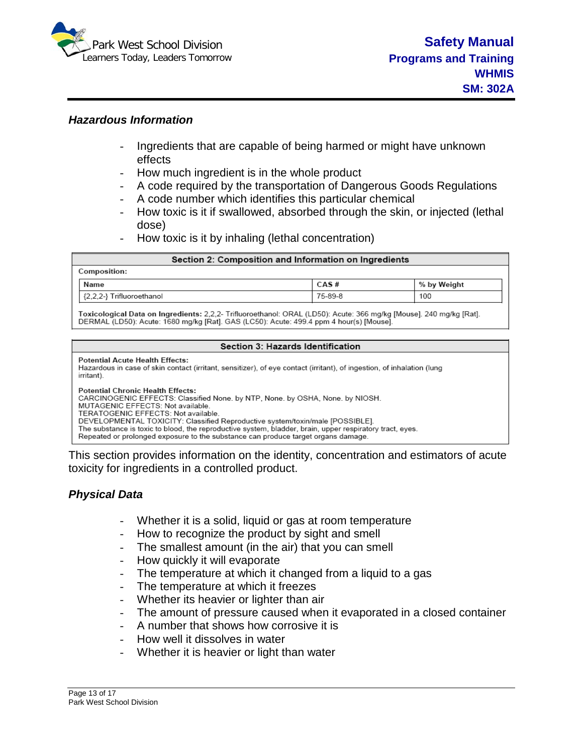### *Hazardous Information*

- Ingredients that are capable of being harmed or might have unknown effects
- How much ingredient is in the whole product
- A code required by the transportation of Dangerous Goods Regulations
- A code number which identifies this particular chemical
- How toxic is it if swallowed, absorbed through the skin, or injected (lethal dose)
- How toxic is it by inhaling (lethal concentration)

**Section 2: Composition and Information on Ingredients**

**Composition:**

| Name | CAS # | % by Weight |
|---|---|---|
| {2,2,2-} Trifluoroethanol | 75-89-8 | 100 |

**Toxicological Data on Ingredients:** 2,2,2- Trifluoroethanol: ORAL (LD50): Acute: 366 mg/kg [Mouse]. 240 mg/kg [Rat]. DERMAL (LD50): Acute: 1680 mg/kg [Rat]. GAS (LC50): Acute: 499.4 ppm 4 hour(s) [Mouse].

**Section 3: Hazards Identification**

**Potential Acute Health Effects:**
Hazardous in case of skin contact (irritant, sensitizer), of eye contact (irritant), of ingestion, of inhalation (lung irritant).

**Potential Chronic Health Effects:**
CARCINOGENIC EFFECTS: Classified None. by NTP, None. by OSHA, None. by NIOSH.
MUTAGENIC EFFECTS: Not available.
TERATOGENIC EFFECTS: Not available.
DEVELOPMENTAL TOXICITY: Classified Reproductive system/toxin/male [POSSIBLE].
The substance is toxic to blood, the reproductive system, bladder, brain, upper respiratory tract, eyes.
Repeated or prolonged exposure to the substance can produce target organs damage.

This section provides information on the identity, concentration and estimators of acute toxicity for ingredients in a controlled product.

### *Physical Data*

- Whether it is a solid, liquid or gas at room temperature
- How to recognize the product by sight and smell
- The smallest amount (in the air) that you can smell
- How quickly it will evaporate
- The temperature at which it changed from a liquid to a gas
- The temperature at which it freezes
- Whether its heavier or lighter than air
- The amount of pressure caused when it evaporated in a closed container
- A number that shows how corrosive it is
- How well it dissolves in water
- Whether it is heavier or light than water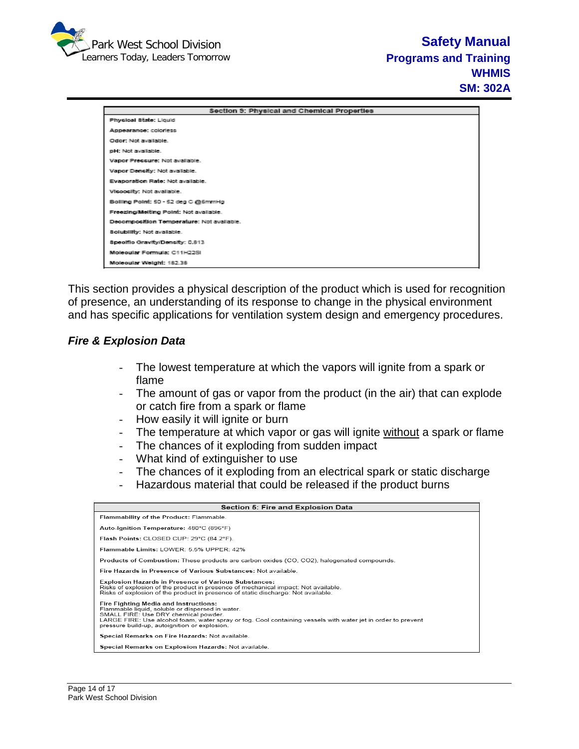| Section 9: Physical and Chemical Properties |
|---|
| **Physical State:** Liquid |
| **Appearance:** colorless |
| **Odor:** Not available. |
| **pH:** Not available. |
| **Vapor Pressure:** Not available. |
| **Vapor Density:** Not available. |
| **Evaporation Rate:** Not available. |
| **Viscosity:** Not available. |
| **Boiling Point:** 50 - 52 deg C @5mmHg |
| **Freezing/Melting Point:** Not available. |
| **Decomposition Temperature:** Not available. |
| **Solubility:** Not available. |
| **Specific Gravity/Density:** 0.813 |
| **Molecular Formula:** C11H22Si |
| **Molecular Weight:** 182.38 |

This section provides a physical description of the product which is used for recognition of presence, an understanding of its response to change in the physical environment and has specific applications for ventilation system design and emergency procedures.

### *Fire & Explosion Data*

- The lowest temperature at which the vapors will ignite from a spark or flame
- The amount of gas or vapor from the product (in the air) that can explode or catch fire from a spark or flame
- How easily it will ignite or burn
- The temperature at which vapor or gas will ignite <u>without</u> a spark or flame
- The chances of it exploding from sudden impact
- What kind of extinguisher to use
- The chances of it exploding from an electrical spark or static discharge
- Hazardous material that could be released if the product burns

| Section 5: Fire and Explosion Data |
|---|
| **Flammability of the Product:** Flammable. |
| **Auto-Ignition Temperature:** 480°C (896°F) |
| **Flash Points:** CLOSED CUP: 29°C (84.2°F). |
| **Flammable Limits:** LOWER: 5.5% UPPER: 42% |
| **Products of Combustion:** These products are carbon oxides (CO, CO2), halogenated compounds. |
| **Fire Hazards in Presence of Various Substances:** Not available. |
| **Explosion Hazards in Presence of Various Substances:** Risks of explosion of the product in presence of mechanical impact: Not available. Risks of explosion of the product in presence of static discharge: Not available. |
| **Fire Fighting Media and Instructions:** Flammable liquid, soluble or dispersed in water. SMALL FIRE: Use DRY chemical powder. LARGE FIRE: Use alcohol foam, water spray or fog. Cool containing vessels with water jet in order to prevent pressure build-up, autoignition or explosion. |
| **Special Remarks on Fire Hazards:** Not available. |
| **Special Remarks on Explosion Hazards:** Not available. |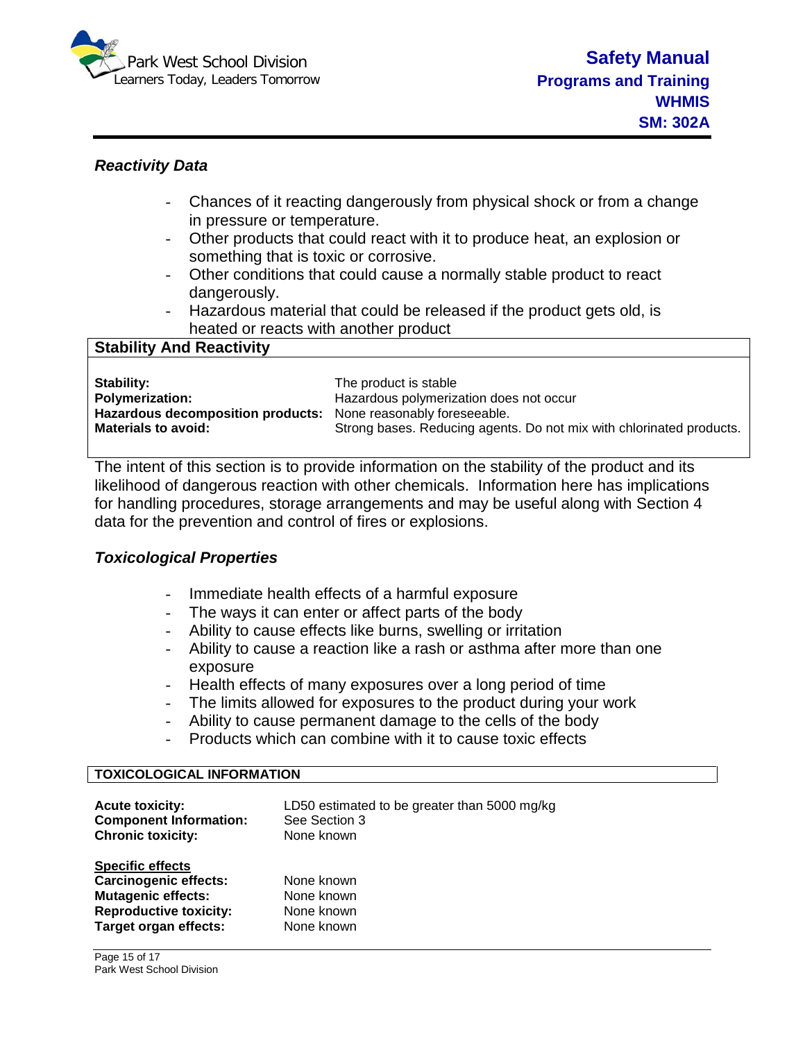### *Reactivity Data*

- Chances of it reacting dangerously from physical shock or from a change in pressure or temperature.
- Other products that could react with it to produce heat, an explosion or something that is toxic or corrosive.
- Other conditions that could cause a normally stable product to react dangerously.
- Hazardous material that could be released if the product gets old, is heated or reacts with another product

| **Stability And Reactivity** | |
|---|---|
| **Stability:** | The product is stable |
| **Polymerization:** | Hazardous polymerization does not occur |
| **Hazardous decomposition products:** | None reasonably foreseeable. |
| **Materials to avoid:** | Strong bases. Reducing agents. Do not mix with chlorinated products. |

The intent of this section is to provide information on the stability of the product and its likelihood of dangerous reaction with other chemicals. Information here has implications for handling procedures, storage arrangements and may be useful along with Section 4 data for the prevention and control of fires or explosions.

### *Toxicological Properties*

- Immediate health effects of a harmful exposure
- The ways it can enter or affect parts of the body
- Ability to cause effects like burns, swelling or irritation
- Ability to cause a reaction like a rash or asthma after more than one exposure
- Health effects of many exposures over a long period of time
- The limits allowed for exposures to the product during your work
- Ability to cause permanent damage to the cells of the body
- Products which can combine with it to cause toxic effects

| **TOXICOLOGICAL INFORMATION** | |
|---|---|
| **Acute toxicity:** | LD50 estimated to be greater than 5000 mg/kg |
| **Component Information:** | See Section 3 |
| **Chronic toxicity:** | None known |
| **<u>Specific effects</u>** | |
| **Carcinogenic effects:** | None known |
| **Mutagenic effects:** | None known |
| **Reproductive toxicity:** | None known |
| **Target organ effects:** | None known |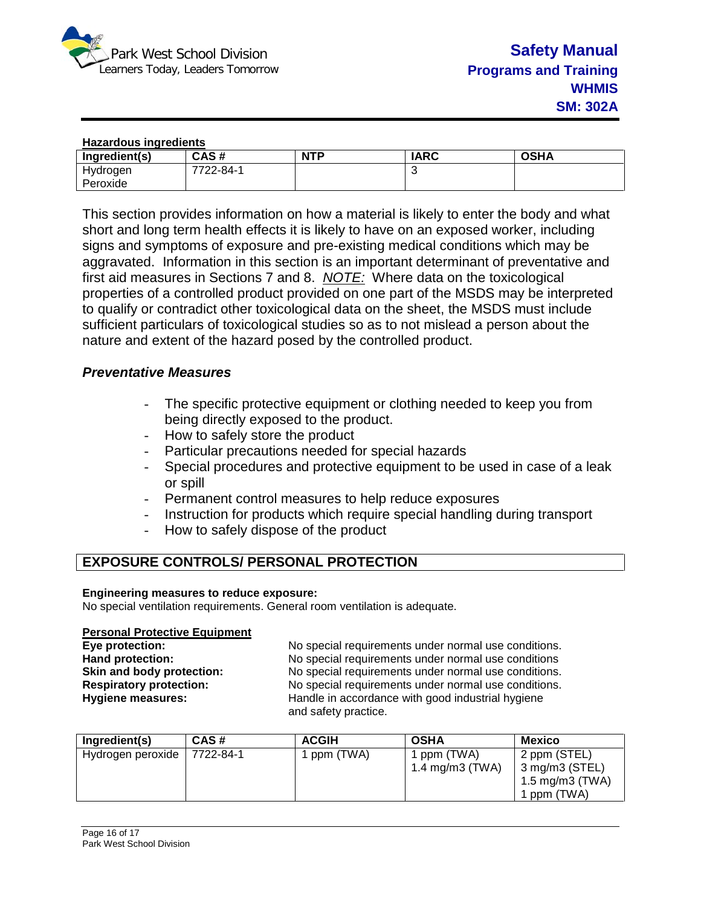**Hazardous ingredients**

| Ingredient(s) | CAS # | NTP | IARC | OSHA |
| --- | --- | --- | --- | --- |
| Hydrogen Peroxide | 7722-84-1 | | 3 | |

This section provides information on how a material is likely to enter the body and what short and long term health effects it is likely to have on an exposed worker, including signs and symptoms of exposure and pre-existing medical conditions which may be aggravated. Information in this section is an important determinant of preventative and first aid measures in Sections 7 and 8. *NOTE:* Where data on the toxicological properties of a controlled product provided on one part of the MSDS may be interpreted to qualify or contradict other toxicological data on the sheet, the MSDS must include sufficient particulars of toxicological studies so as to not mislead a person about the nature and extent of the hazard posed by the controlled product.

### *Preventative Measures*

- The specific protective equipment or clothing needed to keep you from being directly exposed to the product.
- How to safely store the product
- Particular precautions needed for special hazards
- Special procedures and protective equipment to be used in case of a leak or spill
- Permanent control measures to help reduce exposures
- Instruction for products which require special handling during transport
- How to safely dispose of the product

## EXPOSURE CONTROLS/ PERSONAL PROTECTION

**Engineering measures to reduce exposure:**
No special ventilation requirements. General room ventilation is adequate.

**Personal Protective Equipment**

**Eye protection:** No special requirements under normal use conditions.
**Hand protection:** No special requirements under normal use conditions
**Skin and body protection:** No special requirements under normal use conditions.
**Respiratory protection:** No special requirements under normal use conditions.
**Hygiene measures:** Handle in accordance with good industrial hygiene and safety practice.

| Ingredient(s) | CAS # | ACGIH | OSHA | Mexico |
| --- | --- | --- | --- | --- |
| Hydrogen peroxide | 7722-84-1 | 1 ppm (TWA) | 1 ppm (TWA)<br>1.4 mg/m3 (TWA) | 2 ppm (STEL)<br>3 mg/m3 (STEL)<br>1.5 mg/m3 (TWA)<br>1 ppm (TWA) |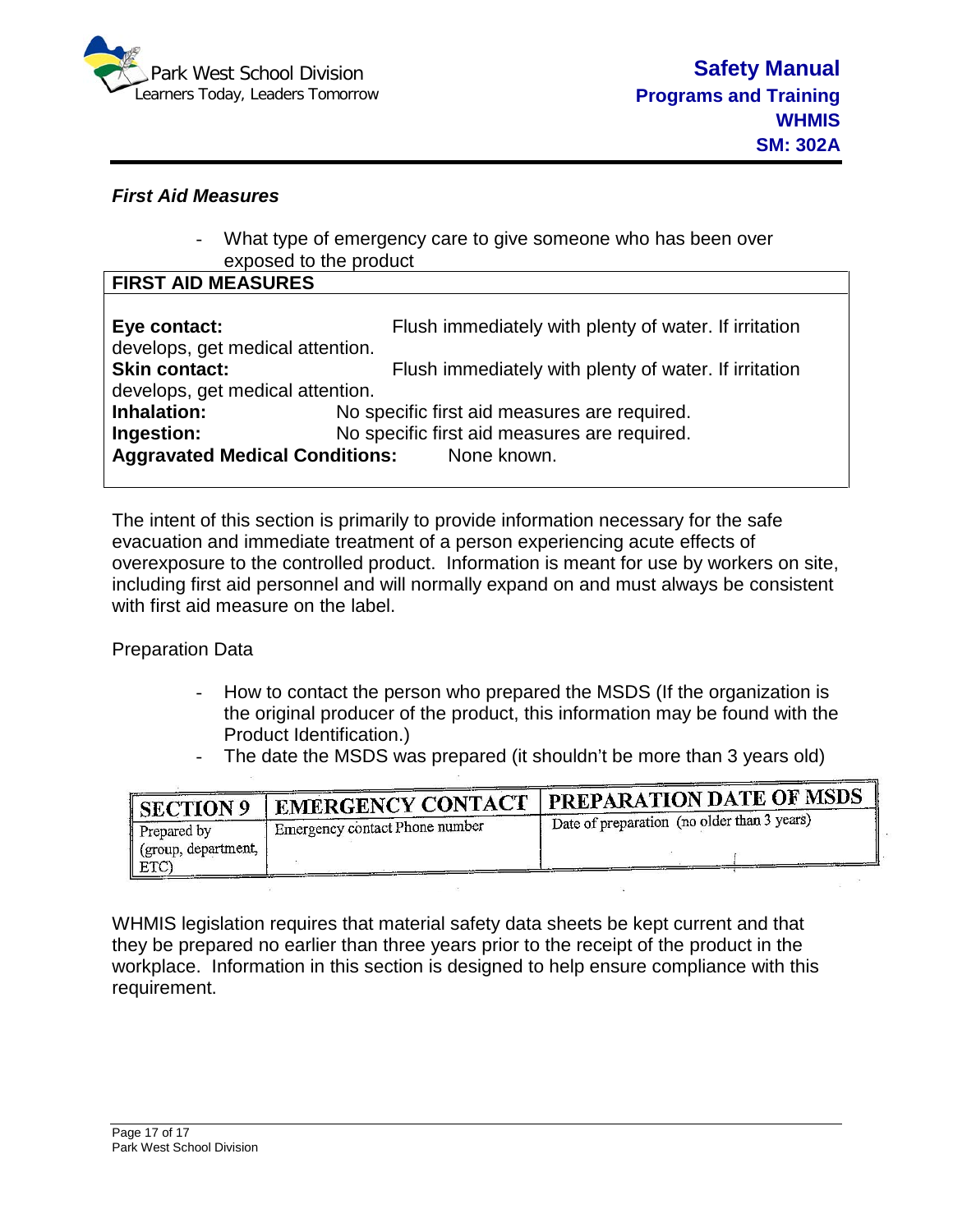*First Aid Measures*

- What type of emergency care to give someone who has been over exposed to the product

**FIRST AID MEASURES**

**Eye contact:** Flush immediately with plenty of water. If irritation develops, get medical attention.
**Skin contact:** Flush immediately with plenty of water. If irritation develops, get medical attention.
**Inhalation:** No specific first aid measures are required.
**Ingestion:** No specific first aid measures are required.
**Aggravated Medical Conditions:** None known.

The intent of this section is primarily to provide information necessary for the safe evacuation and immediate treatment of a person experiencing acute effects of overexposure to the controlled product. Information is meant for use by workers on site, including first aid personnel and will normally expand on and must always be consistent with first aid measure on the label.

Preparation Data

- How to contact the person who prepared the MSDS (If the organization is the original producer of the product, this information may be found with the Product Identification.)
- The date the MSDS was prepared (it shouldn't be more than 3 years old)

| SECTION 9 | EMERGENCY CONTACT | PREPARATION DATE OF MSDS |
|---|---|---|
| Prepared by (group, department, ETC) | Emergency contact Phone number | Date of preparation (no older than 3 years) |

WHMIS legislation requires that material safety data sheets be kept current and that they be prepared no earlier than three years prior to the receipt of the product in the workplace. Information in this section is designed to help ensure compliance with this requirement.